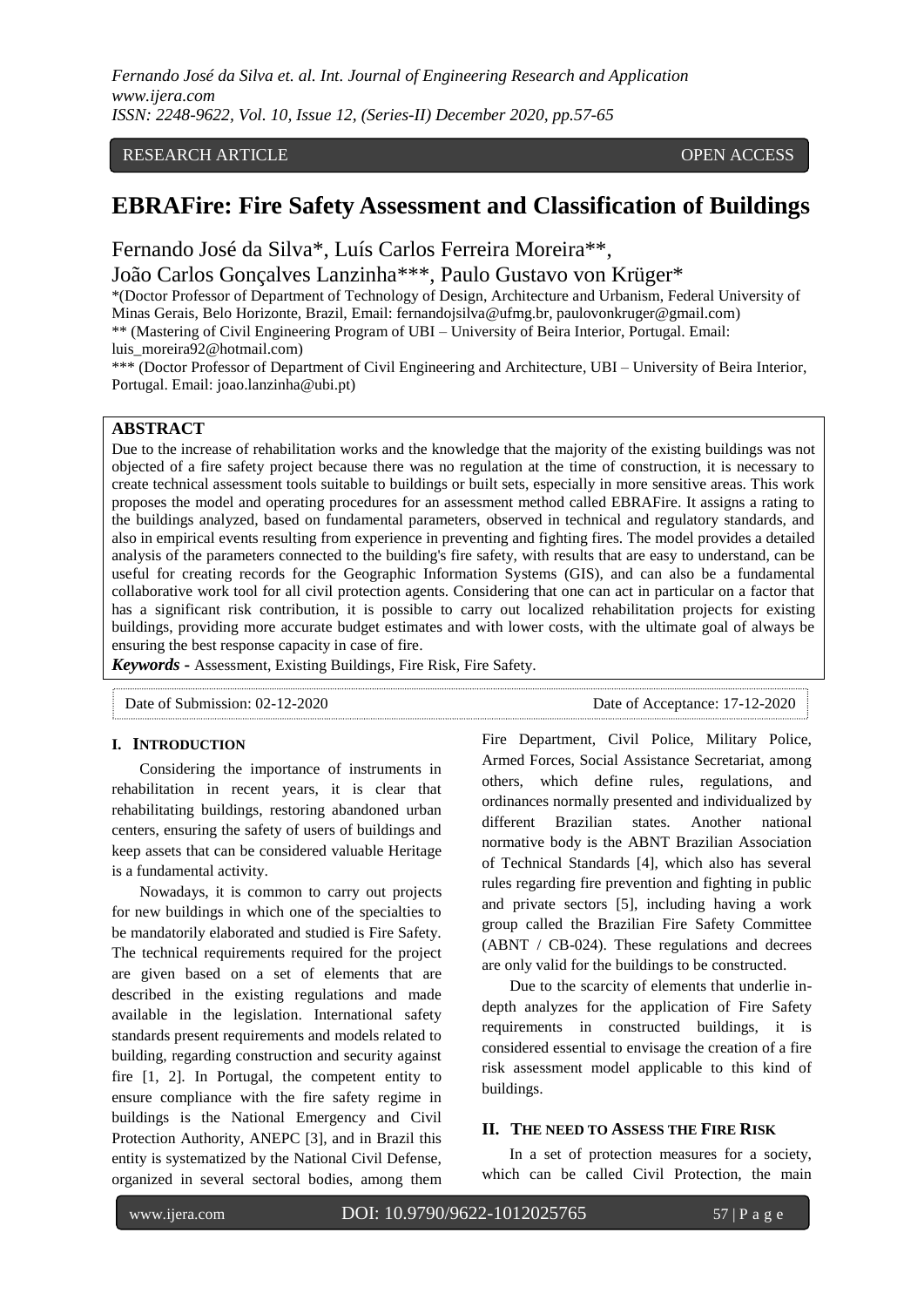RESEARCH ARTICLE OPEN ACCESS

# EBRAFire: Fire Safety Assessment and Classification of Buildings

Fernando José da Silva*, Luís Carlos Ferreira Moreira**, João Carlos Gonçalves Lanzinha***, Paulo Gustavo von Krüger*

*(Doctor Professor of Department of Technology of Design, Architecture and Urbanism, Federal University of Minas Gerais, Belo Horizonte, Brazil, Email: fernandojsilva@ufmg.br, paulovonkruger@gmail.com)
** (Mastering of Civil Engineering Program of UBI – University of Beira Interior, Portugal. Email: luis_moreira92@hotmail.com)
*** (Doctor Professor of Department of Civil Engineering and Architecture, UBI – University of Beira Interior, Portugal. Email: joao.lanzinha@ubi.pt)

## ABSTRACT

Due to the increase of rehabilitation works and the knowledge that the majority of the existing buildings was not objected of a fire safety project because there was no regulation at the time of construction, it is necessary to create technical assessment tools suitable to buildings or built sets, especially in more sensitive areas. This work proposes the model and operating procedures for an assessment method called EBRAFire. It assigns a rating to the buildings analyzed, based on fundamental parameters, observed in technical and regulatory standards, and also in empirical events resulting from experience in preventing and fighting fires. The model provides a detailed analysis of the parameters connected to the building's fire safety, with results that are easy to understand, can be useful for creating records for the Geographic Information Systems (GIS), and can also be a fundamental collaborative work tool for all civil protection agents. Considering that one can act in particular on a factor that has a significant risk contribution, it is possible to carry out localized rehabilitation projects for existing buildings, providing more accurate budget estimates and with lower costs, with the ultimate goal of always be ensuring the best response capacity in case of fire.

***Keywords*** **-** Assessment, Existing Buildings, Fire Risk, Fire Safety.

Date of Submission: 02-12-2020 Date of Acceptance: 17-12-2020

## I. INTRODUCTION

Considering the importance of instruments in rehabilitation in recent years, it is clear that rehabilitating buildings, restoring abandoned urban centers, ensuring the safety of users of buildings and keep assets that can be considered valuable Heritage is a fundamental activity.

Nowadays, it is common to carry out projects for new buildings in which one of the specialties to be mandatorily elaborated and studied is Fire Safety. The technical requirements required for the project are given based on a set of elements that are described in the existing regulations and made available in the legislation. International safety standards present requirements and models related to building, regarding construction and security against fire [1, 2]. In Portugal, the competent entity to ensure compliance with the fire safety regime in buildings is the National Emergency and Civil Protection Authority, ANEPC [3], and in Brazil this entity is systematized by the National Civil Defense, organized in several sectoral bodies, among them Fire Department, Civil Police, Military Police, Armed Forces, Social Assistance Secretariat, among others, which define rules, regulations, and ordinances normally presented and individualized by different Brazilian states. Another national normative body is the ABNT Brazilian Association of Technical Standards [4], which also has several rules regarding fire prevention and fighting in public and private sectors [5], including having a work group called the Brazilian Fire Safety Committee (ABNT / CB-024). These regulations and decrees are only valid for the buildings to be constructed.

Due to the scarcity of elements that underlie in-depth analyzes for the application of Fire Safety requirements in constructed buildings, it is considered essential to envisage the creation of a fire risk assessment model applicable to this kind of buildings.

## II. THE NEED TO ASSESS THE FIRE RISK

In a set of protection measures for a society, which can be called Civil Protection, the main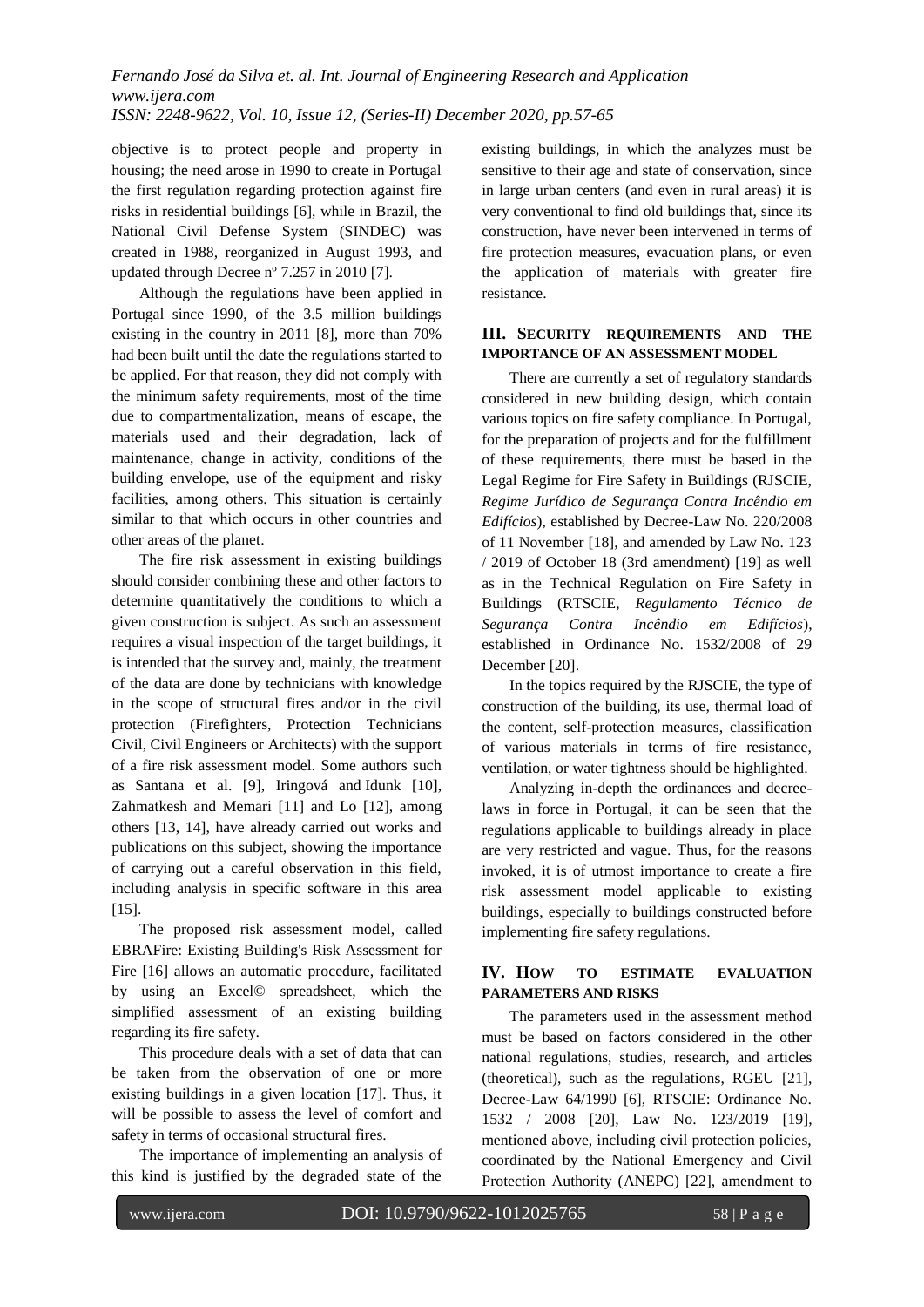objective is to protect people and property in housing; the need arose in 1990 to create in Portugal the first regulation regarding protection against fire risks in residential buildings [6], while in Brazil, the National Civil Defense System (SINDEC) was created in 1988, reorganized in August 1993, and updated through Decree nº 7.257 in 2010 [7].

Although the regulations have been applied in Portugal since 1990, of the 3.5 million buildings existing in the country in 2011 [8], more than 70% had been built until the date the regulations started to be applied. For that reason, they did not comply with the minimum safety requirements, most of the time due to compartmentalization, means of escape, the materials used and their degradation, lack of maintenance, change in activity, conditions of the building envelope, use of the equipment and risky facilities, among others. This situation is certainly similar to that which occurs in other countries and other areas of the planet.

The fire risk assessment in existing buildings should consider combining these and other factors to determine quantitatively the conditions to which a given construction is subject. As such an assessment requires a visual inspection of the target buildings, it is intended that the survey and, mainly, the treatment of the data are done by technicians with knowledge in the scope of structural fires and/or in the civil protection (Firefighters, Protection Technicians Civil, Civil Engineers or Architects) with the support of a fire risk assessment model. Some authors such as Santana et al. [9], Iringová and Idunk [10], Zahmatkesh and Memari [11] and Lo [12], among others [13, 14], have already carried out works and publications on this subject, showing the importance of carrying out a careful observation in this field, including analysis in specific software in this area [15].

The proposed risk assessment model, called EBRAFire: Existing Building's Risk Assessment for Fire [16] allows an automatic procedure, facilitated by using an Excel© spreadsheet, which the simplified assessment of an existing building regarding its fire safety.

This procedure deals with a set of data that can be taken from the observation of one or more existing buildings in a given location [17]. Thus, it will be possible to assess the level of comfort and safety in terms of occasional structural fires.

The importance of implementing an analysis of this kind is justified by the degraded state of the existing buildings, in which the analyzes must be sensitive to their age and state of conservation, since in large urban centers (and even in rural areas) it is very conventional to find old buildings that, since its construction, have never been intervened in terms of fire protection measures, evacuation plans, or even the application of materials with greater fire resistance.

## III. SECURITY REQUIREMENTS AND THE IMPORTANCE OF AN ASSESSMENT MODEL

There are currently a set of regulatory standards considered in new building design, which contain various topics on fire safety compliance. In Portugal, for the preparation of projects and for the fulfillment of these requirements, there must be based in the Legal Regime for Fire Safety in Buildings (RJSCIE, *Regime Jurídico de Segurança Contra Incêndio em Edifícios*), established by Decree-Law No. 220/2008 of 11 November [18], and amended by Law No. 123 / 2019 of October 18 (3rd amendment) [19] as well as in the Technical Regulation on Fire Safety in Buildings (RTSCIE, *Regulamento Técnico de Segurança Contra Incêndio em Edifícios*), established in Ordinance No. 1532/2008 of 29 December [20].

In the topics required by the RJSCIE, the type of construction of the building, its use, thermal load of the content, self-protection measures, classification of various materials in terms of fire resistance, ventilation, or water tightness should be highlighted.

Analyzing in-depth the ordinances and decree-laws in force in Portugal, it can be seen that the regulations applicable to buildings already in place are very restricted and vague. Thus, for the reasons invoked, it is of utmost importance to create a fire risk assessment model applicable to existing buildings, especially to buildings constructed before implementing fire safety regulations.

## IV. HOW TO ESTIMATE EVALUATION PARAMETERS AND RISKS

The parameters used in the assessment method must be based on factors considered in the other national regulations, studies, research, and articles (theoretical), such as the regulations, RGEU [21], Decree-Law 64/1990 [6], RTSCIE: Ordinance No. 1532 / 2008 [20], Law No. 123/2019 [19], mentioned above, including civil protection policies, coordinated by the National Emergency and Civil Protection Authority (ANEPC) [22], amendment to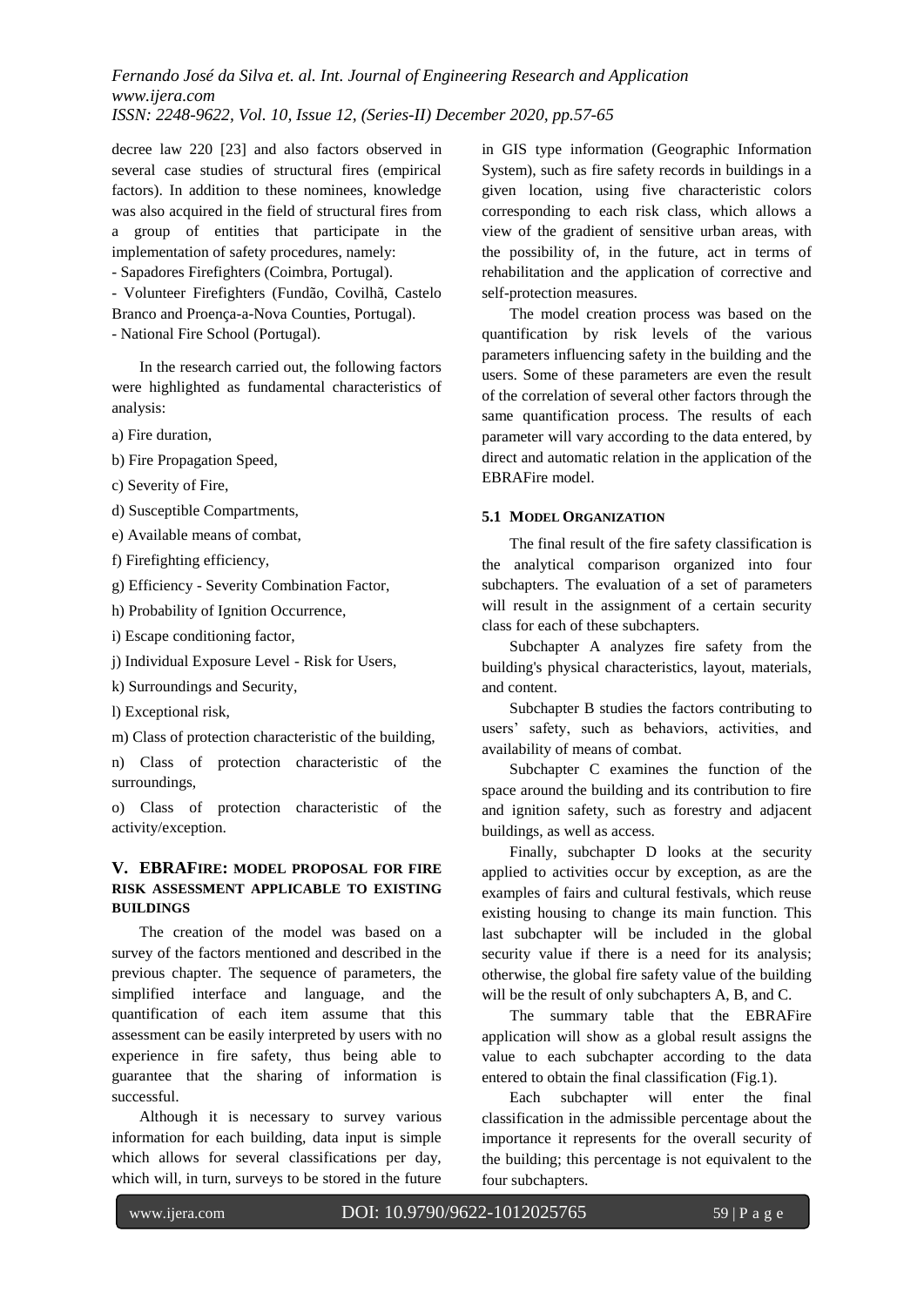decree law 220 [23] and also factors observed in several case studies of structural fires (empirical factors). In addition to these nominees, knowledge was also acquired in the field of structural fires from a group of entities that participate in the implementation of safety procedures, namely:

- Sapadores Firefighters (Coimbra, Portugal).
- Volunteer Firefighters (Fundão, Covilhã, Castelo Branco and Proença-a-Nova Counties, Portugal).
- National Fire School (Portugal).

In the research carried out, the following factors were highlighted as fundamental characteristics of analysis:

a) Fire duration,

b) Fire Propagation Speed,

c) Severity of Fire,

d) Susceptible Compartments,

e) Available means of combat,

f) Firefighting efficiency,

g) Efficiency - Severity Combination Factor,

h) Probability of Ignition Occurrence,

i) Escape conditioning factor,

j) Individual Exposure Level - Risk for Users,

k) Surroundings and Security,

l) Exceptional risk,

m) Class of protection characteristic of the building,

n) Class of protection characteristic of the surroundings,

o) Class of protection characteristic of the activity/exception.

## V. EBRAFIRE: MODEL PROPOSAL FOR FIRE RISK ASSESSMENT APPLICABLE TO EXISTING BUILDINGS

The creation of the model was based on a survey of the factors mentioned and described in the previous chapter. The sequence of parameters, the simplified interface and language, and the quantification of each item assume that this assessment can be easily interpreted by users with no experience in fire safety, thus being able to guarantee that the sharing of information is successful.

Although it is necessary to survey various information for each building, data input is simple which allows for several classifications per day, which will, in turn, surveys to be stored in the future in GIS type information (Geographic Information System), such as fire safety records in buildings in a given location, using five characteristic colors corresponding to each risk class, which allows a view of the gradient of sensitive urban areas, with the possibility of, in the future, act in terms of rehabilitation and the application of corrective and self-protection measures.

The model creation process was based on the quantification by risk levels of the various parameters influencing safety in the building and the users. Some of these parameters are even the result of the correlation of several other factors through the same quantification process. The results of each parameter will vary according to the data entered, by direct and automatic relation in the application of the EBRAFire model.

### 5.1 MODEL ORGANIZATION

The final result of the fire safety classification is the analytical comparison organized into four subchapters. The evaluation of a set of parameters will result in the assignment of a certain security class for each of these subchapters.

Subchapter A analyzes fire safety from the building's physical characteristics, layout, materials, and content.

Subchapter B studies the factors contributing to users' safety, such as behaviors, activities, and availability of means of combat.

Subchapter C examines the function of the space around the building and its contribution to fire and ignition safety, such as forestry and adjacent buildings, as well as access.

Finally, subchapter D looks at the security applied to activities occur by exception, as are the examples of fairs and cultural festivals, which reuse existing housing to change its main function. This last subchapter will be included in the global security value if there is a need for its analysis; otherwise, the global fire safety value of the building will be the result of only subchapters A, B, and C.

The summary table that the EBRAFire application will show as a global result assigns the value to each subchapter according to the data entered to obtain the final classification (Fig.1).

Each subchapter will enter the final classification in the admissible percentage about the importance it represents for the overall security of the building; this percentage is not equivalent to the four subchapters.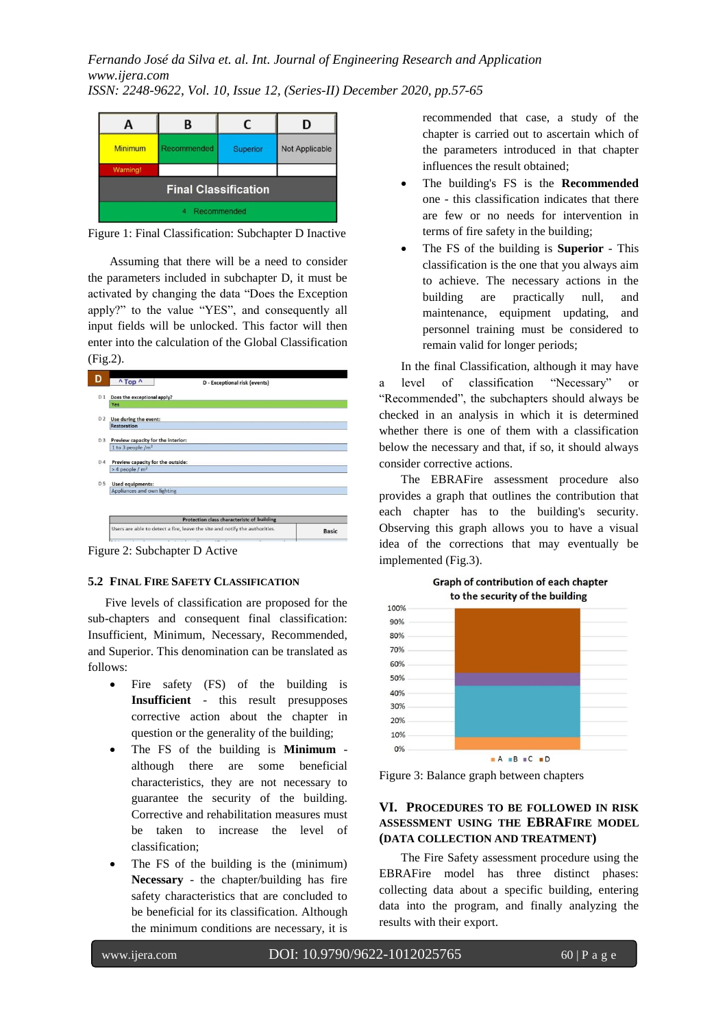Figure 1: Final Classification: Subchapter D Inactive

Assuming that there will be a need to consider the parameters included in subchapter D, it must be activated by changing the data "Does the Exception apply?" to the value "YES", and consequently all input fields will be unlocked. This factor will then enter into the calculation of the Global Classification (Fig.2).

Figure 2: Subchapter D Active

### 5.2 Final Fire Safety Classification

Five levels of classification are proposed for the sub-chapters and consequent final classification: Insufficient, Minimum, Necessary, Recommended, and Superior. This denomination can be translated as follows:

- Fire safety (FS) of the building is **Insufficient** - this result presupposes corrective action about the chapter in question or the generality of the building;
- The FS of the building is **Minimum** - although there are some beneficial characteristics, they are not necessary to guarantee the security of the building. Corrective and rehabilitation measures must be taken to increase the level of classification;
- The FS of the building is the (minimum) **Necessary** - the chapter/building has fire safety characteristics that are concluded to be beneficial for its classification. Although the minimum conditions are necessary, it is recommended that case, a study of the chapter is carried out to ascertain which of the parameters introduced in that chapter influences the result obtained;
- The building's FS is the **Recommended** one - this classification indicates that there are few or no needs for intervention in terms of fire safety in the building;
- The FS of the building is **Superior** - This classification is the one that you always aim to achieve. The necessary actions in the building are practically null, and maintenance, equipment updating, and personnel training must be considered to remain valid for longer periods;

In the final Classification, although it may have a level of classification "Necessary" or "Recommended", the subchapters should always be checked in an analysis in which it is determined whether there is one of them with a classification below the necessary and that, if so, it should always consider corrective actions.

The EBRAFire assessment procedure also provides a graph that outlines the contribution that each chapter has to the building's security. Observing this graph allows you to have a visual idea of the corrections that may eventually be implemented (Fig.3).

Figure 3: Balance graph between chapters

## VI. Procedures to be Followed in Risk Assessment Using the EBRAFire Model (Data Collection and Treatment)

The Fire Safety assessment procedure using the EBRAFire model has three distinct phases: collecting data about a specific building, entering data into the program, and finally analyzing the results with their export.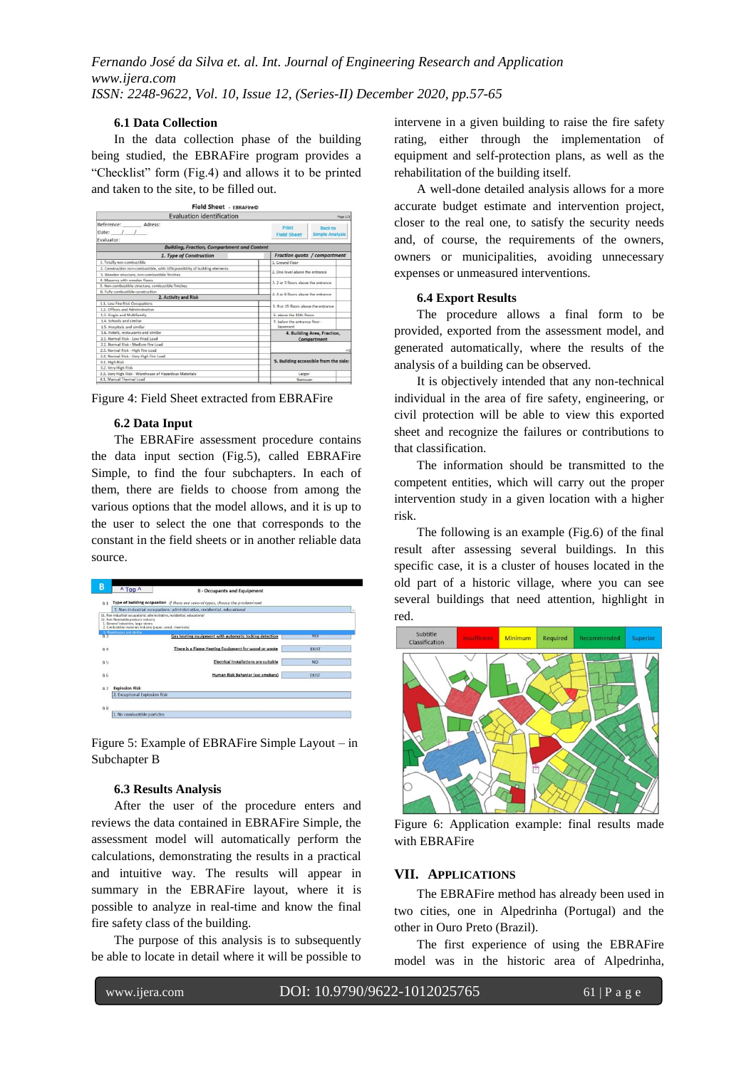### 6.1 Data Collection

In the data collection phase of the building being studied, the EBRAFire program provides a "Checklist" form (Fig.4) and allows it to be printed and taken to the site, to be filled out.

Figure 4: Field Sheet extracted from EBRAFire

### 6.2 Data Input

The EBRAFire assessment procedure contains the data input section (Fig.5), called EBRAFire Simple, to find the four subchapters. In each of them, there are fields to choose from among the various options that the model allows, and it is up to the user to select the one that corresponds to the constant in the field sheets or in another reliable data source.

Figure 5: Example of EBRAFire Simple Layout – in Subchapter B

### 6.3 Results Analysis

After the user of the procedure enters and reviews the data contained in EBRAFire Simple, the assessment model will automatically perform the calculations, demonstrating the results in a practical and intuitive way. The results will appear in summary in the EBRAFire layout, where it is possible to analyze in real-time and know the final fire safety class of the building.

The purpose of this analysis is to subsequently be able to locate in detail where it will be possible to intervene in a given building to raise the fire safety rating, either through the implementation of equipment and self-protection plans, as well as the rehabilitation of the building itself.

A well-done detailed analysis allows for a more accurate budget estimate and intervention project, closer to the real one, to satisfy the security needs and, of course, the requirements of the owners, owners or municipalities, avoiding unnecessary expenses or unmeasured interventions.

### 6.4 Export Results

The procedure allows a final form to be provided, exported from the assessment model, and generated automatically, where the results of the analysis of a building can be observed.

It is objectively intended that any non-technical individual in the area of fire safety, engineering, or civil protection will be able to view this exported sheet and recognize the failures or contributions to that classification.

The information should be transmitted to the competent entities, which will carry out the proper intervention study in a given location with a higher risk.

The following is an example (Fig.6) of the final result after assessing several buildings. In this specific case, it is a cluster of houses located in the old part of a historic village, where you can see several buildings that need attention, highlight in red.

Figure 6: Application example: final results made with EBRAFire

## VII. Applications

The EBRAFire method has already been used in two cities, one in Alpedrinha (Portugal) and the other in Ouro Preto (Brazil).

The first experience of using the EBRAFire model was in the historic area of Alpedrinha,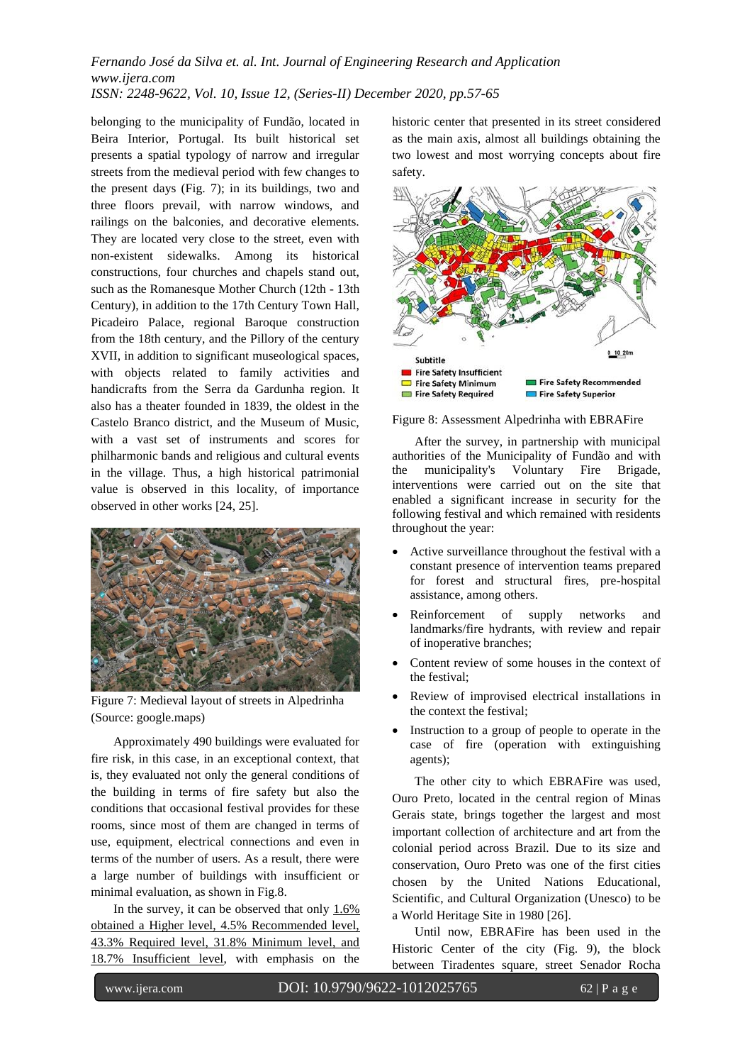belonging to the municipality of Fundão, located in Beira Interior, Portugal. Its built historical set presents a spatial typology of narrow and irregular streets from the medieval period with few changes to the present days (Fig. 7); in its buildings, two and three floors prevail, with narrow windows, and railings on the balconies, and decorative elements. They are located very close to the street, even with non-existent sidewalks. Among its historical constructions, four churches and chapels stand out, such as the Romanesque Mother Church (12th - 13th Century), in addition to the 17th Century Town Hall, Picadeiro Palace, regional Baroque construction from the 18th century, and the Pillory of the century XVII, in addition to significant museological spaces, with objects related to family activities and handicrafts from the Serra da Gardunha region. It also has a theater founded in 1839, the oldest in the Castelo Branco district, and the Museum of Music, with a vast set of instruments and scores for philharmonic bands and religious and cultural events in the village. Thus, a high historical patrimonial value is observed in this locality, of importance observed in other works [24, 25].

Figure 7: Medieval layout of streets in Alpedrinha (Source: google.maps)

Approximately 490 buildings were evaluated for fire risk, in this case, in an exceptional context, that is, they evaluated not only the general conditions of the building in terms of fire safety but also the conditions that occasional festival provides for these rooms, since most of them are changed in terms of use, equipment, electrical connections and even in terms of the number of users. As a result, there were a large number of buildings with insufficient or minimal evaluation, as shown in Fig.8.

In the survey, it can be observed that only 1.6% obtained a Higher level, 4.5% Recommended level, 43.3% Required level, 31.8% Minimum level, and 18.7% Insufficient level, with emphasis on the historic center that presented in its street considered as the main axis, almost all buildings obtaining the two lowest and most worrying concepts about fire safety.

Subtitle
- Fire Safety Insufficient
- Fire Safety Minimum
- Fire Safety Required
- Fire Safety Recommended
- Fire Safety Superior

Figure 8: Assessment Alpedrinha with EBRAFire

After the survey, in partnership with municipal authorities of the Municipality of Fundão and with the municipality's Voluntary Fire Brigade, interventions were carried out on the site that enabled a significant increase in security for the following festival and which remained with residents throughout the year:

- Active surveillance throughout the festival with a constant presence of intervention teams prepared for forest and structural fires, pre-hospital assistance, among others.
- Reinforcement of supply networks and landmarks/fire hydrants, with review and repair of inoperative branches;
- Content review of some houses in the context of the festival;
- Review of improvised electrical installations in the context the festival;
- Instruction to a group of people to operate in the case of fire (operation with extinguishing agents);

The other city to which EBRAFire was used, Ouro Preto, located in the central region of Minas Gerais state, brings together the largest and most important collection of architecture and art from the colonial period across Brazil. Due to its size and conservation, Ouro Preto was one of the first cities chosen by the United Nations Educational, Scientific, and Cultural Organization (Unesco) to be a World Heritage Site in 1980 [26].

Until now, EBRAFire has been used in the Historic Center of the city (Fig. 9), the block between Tiradentes square, street Senador Rocha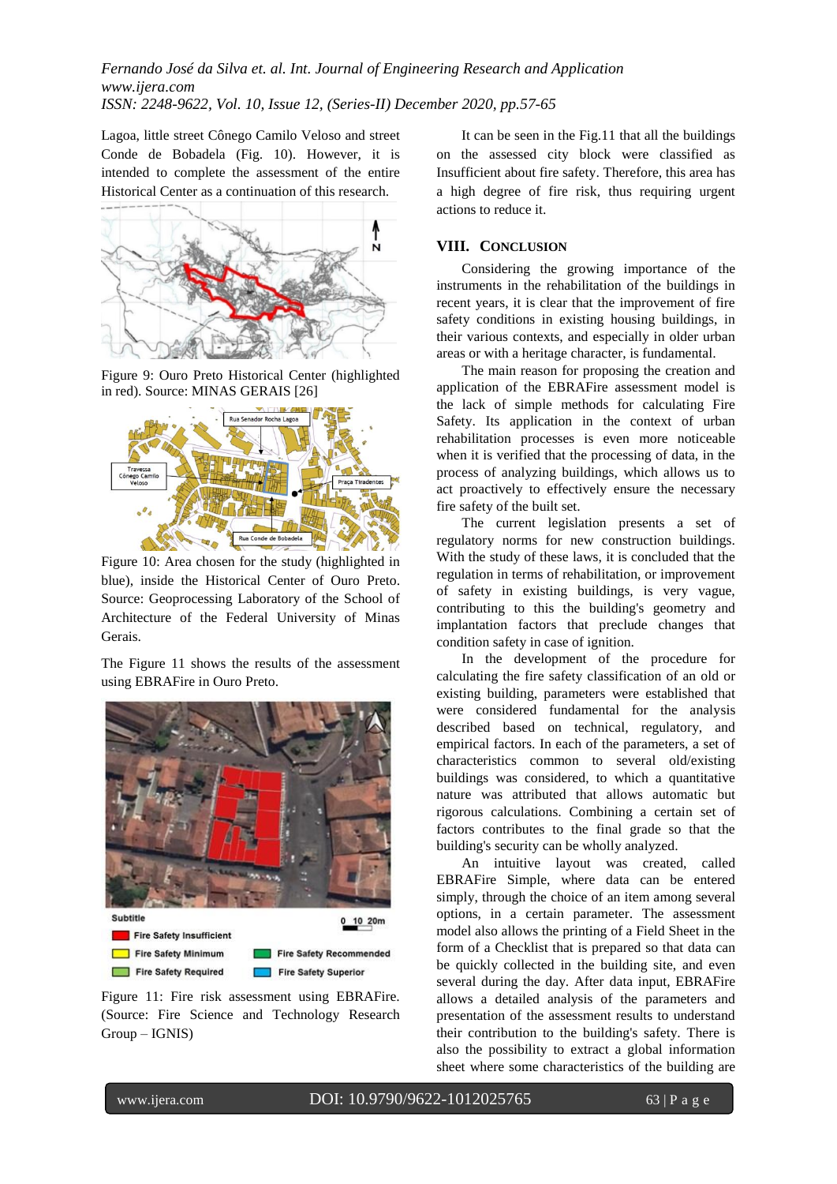Lagoa, little street Cônego Camilo Veloso and street Conde de Bobadela (Fig. 10). However, it is intended to complete the assessment of the entire Historical Center as a continuation of this research.

Figure 9: Ouro Preto Historical Center (highlighted in red). Source: MINAS GERAIS [26]

Figure 10: Area chosen for the study (highlighted in blue), inside the Historical Center of Ouro Preto. Source: Geoprocessing Laboratory of the School of Architecture of the Federal University of Minas Gerais.

The Figure 11 shows the results of the assessment using EBRAFire in Ouro Preto.

Figure 11: Fire risk assessment using EBRAFire. (Source: Fire Science and Technology Research Group – IGNIS)

It can be seen in the Fig.11 that all the buildings on the assessed city block were classified as Insufficient about fire safety. Therefore, this area has a high degree of fire risk, thus requiring urgent actions to reduce it.

## VIII. Conclusion

Considering the growing importance of the instruments in the rehabilitation of the buildings in recent years, it is clear that the improvement of fire safety conditions in existing housing buildings, in their various contexts, and especially in older urban areas or with a heritage character, is fundamental.

The main reason for proposing the creation and application of the EBRAFire assessment model is the lack of simple methods for calculating Fire Safety. Its application in the context of urban rehabilitation processes is even more noticeable when it is verified that the processing of data, in the process of analyzing buildings, which allows us to act proactively to effectively ensure the necessary fire safety of the built set.

The current legislation presents a set of regulatory norms for new construction buildings. With the study of these laws, it is concluded that the regulation in terms of rehabilitation, or improvement of safety in existing buildings, is very vague, contributing to this the building's geometry and implantation factors that preclude changes that condition safety in case of ignition.

In the development of the procedure for calculating the fire safety classification of an old or existing building, parameters were established that were considered fundamental for the analysis described based on technical, regulatory, and empirical factors. In each of the parameters, a set of characteristics common to several old/existing buildings was considered, to which a quantitative nature was attributed that allows automatic but rigorous calculations. Combining a certain set of factors contributes to the final grade so that the building's security can be wholly analyzed.

An intuitive layout was created, called EBRAFire Simple, where data can be entered simply, through the choice of an item among several options, in a certain parameter. The assessment model also allows the printing of a Field Sheet in the form of a Checklist that is prepared so that data can be quickly collected in the building site, and even several during the day. After data input, EBRAFire allows a detailed analysis of the parameters and presentation of the assessment results to understand their contribution to the building's safety. There is also the possibility to extract a global information sheet where some characteristics of the building are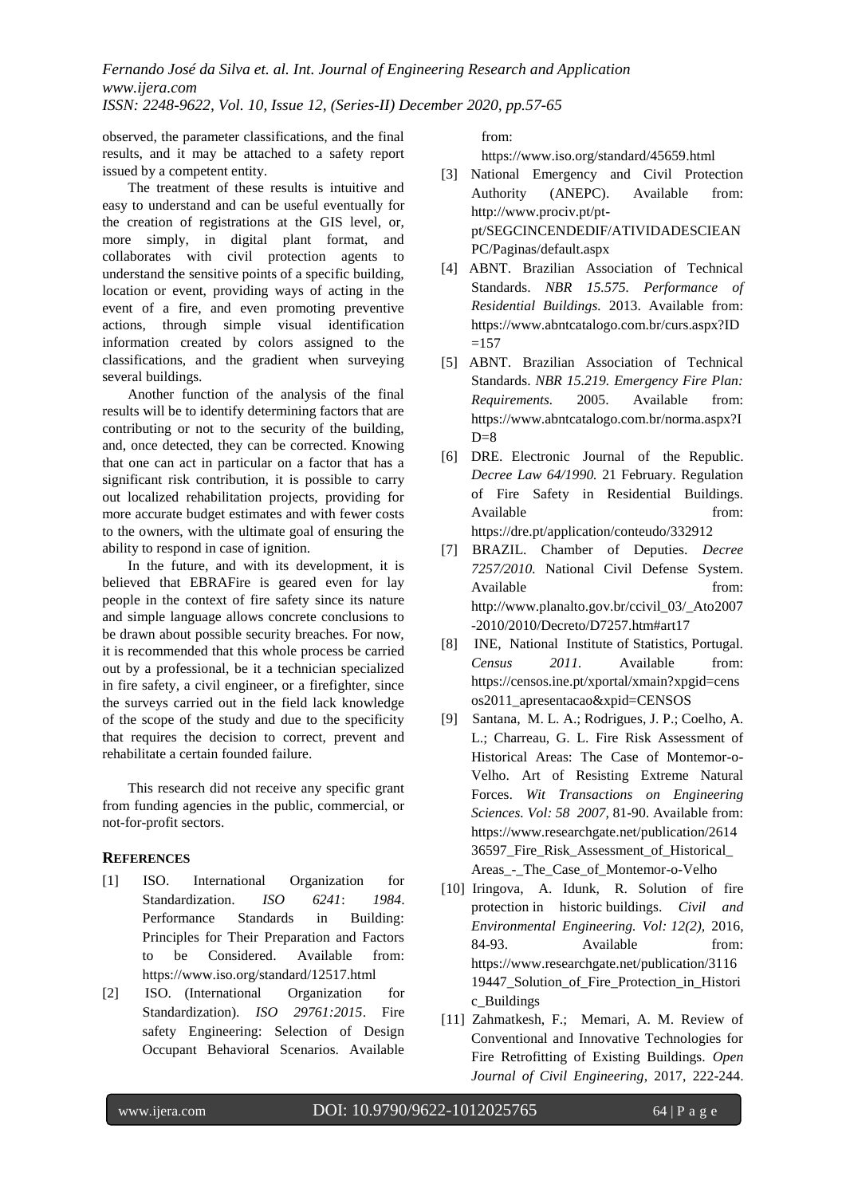observed, the parameter classifications, and the final results, and it may be attached to a safety report issued by a competent entity.

The treatment of these results is intuitive and easy to understand and can be useful eventually for the creation of registrations at the GIS level, or, more simply, in digital plant format, and collaborates with civil protection agents to understand the sensitive points of a specific building, location or event, providing ways of acting in the event of a fire, and even promoting preventive actions, through simple visual identification information created by colors assigned to the classifications, and the gradient when surveying several buildings.

Another function of the analysis of the final results will be to identify determining factors that are contributing or not to the security of the building, and, once detected, they can be corrected. Knowing that one can act in particular on a factor that has a significant risk contribution, it is possible to carry out localized rehabilitation projects, providing for more accurate budget estimates and with fewer costs to the owners, with the ultimate goal of ensuring the ability to respond in case of ignition.

In the future, and with its development, it is believed that EBRAFire is geared even for lay people in the context of fire safety since its nature and simple language allows concrete conclusions to be drawn about possible security breaches. For now, it is recommended that this whole process be carried out by a professional, be it a technician specialized in fire safety, a civil engineer, or a firefighter, since the surveys carried out in the field lack knowledge of the scope of the study and due to the specificity that requires the decision to correct, prevent and rehabilitate a certain founded failure.

This research did not receive any specific grant from funding agencies in the public, commercial, or not-for-profit sectors.

## REFERENCES

[1] ISO. International Organization for Standardization. *ISO 6241: 1984*. Performance Standards in Building: Principles for Their Preparation and Factors to be Considered. Available from: https://www.iso.org/standard/12517.html

[2] ISO. (International Organization for Standardization). *ISO 29761:2015*. Fire safety Engineering: Selection of Design Occupant Behavioral Scenarios. Available from: https://www.iso.org/standard/45659.html

[3] National Emergency and Civil Protection Authority (ANEPC). Available from: http://www.prociv.pt/pt-pt/SEGCINCENDEDIF/ATIVIDADESCIEANPC/Paginas/default.aspx

[4] ABNT. Brazilian Association of Technical Standards. *NBR 15.575. Performance of Residential Buildings.* 2013. Available from: https://www.abntcatalogo.com.br/curs.aspx?ID=157

[5] ABNT. Brazilian Association of Technical Standards. *NBR 15.219. Emergency Fire Plan: Requirements.* 2005. Available from: https://www.abntcatalogo.com.br/norma.aspx?ID=8

[6] DRE. Electronic Journal of the Republic. *Decree Law 64/1990.* 21 February. Regulation of Fire Safety in Residential Buildings. Available from: https://dre.pt/application/conteudo/332912

[7] BRAZIL. Chamber of Deputies. *Decree 7257/2010.* National Civil Defense System. Available from: http://www.planalto.gov.br/ccivil_03/_Ato2007-2010/2010/Decreto/D7257.htm#art17

[8] INE, National Institute of Statistics, Portugal. *Census 2011.* Available from: https://censos.ine.pt/xportal/xmain?xpgid=censos2011_apresentacao&xpid=CENSOS

[9] Santana, M. L. A.; Rodrigues, J. P.; Coelho, A. L.; Charreau, G. L. Fire Risk Assessment of Historical Areas: The Case of Montemor-o-Velho. Art of Resisting Extreme Natural Forces. *Wit Transactions on Engineering Sciences. Vol: 58 2007*, 81-90. Available from: https://www.researchgate.net/publication/261436597_Fire_Risk_Assessment_of_Historical_Areas_-_The_Case_of_Montemor-o-Velho

[10] Iringova, A. Idunk, R. Solution of fire protection in historic buildings. *Civil and Environmental Engineering. Vol: 12(2)*, 2016, 84-93. Available from: https://www.researchgate.net/publication/311619447_Solution_of_Fire_Protection_in_Historic_Buildings

[11] Zahmatkesh, F.; Memari, A. M. Review of Conventional and Innovative Technologies for Fire Retrofitting of Existing Buildings. *Open Journal of Civil Engineering*, 2017, 222-244.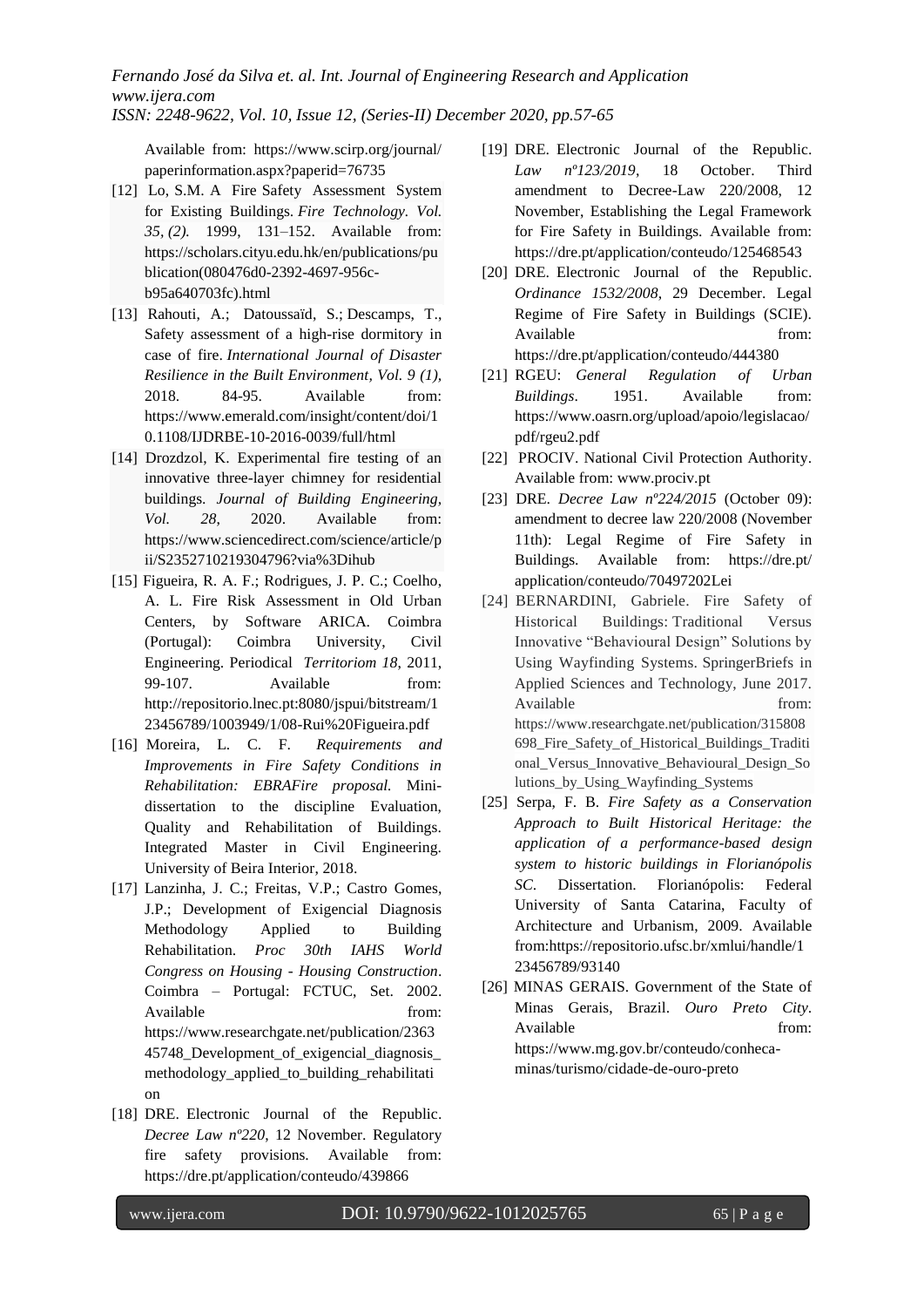Available from: https://www.scirp.org/journal/paperinformation.aspx?paperid=76735

[12] Lo, S.M. A Fire Safety Assessment System for Existing Buildings. *Fire Technology. Vol. 35, (2).* 1999, 131–152. Available from: https://scholars.cityu.edu.hk/en/publications/publication(080476d0-2392-4697-956c-b95a640703fc).html

[13] Rahouti, A.; Datoussaïd, S.; Descamps, T., Safety assessment of a high-rise dormitory in case of fire. *International Journal of Disaster Resilience in the Built Environment, Vol. 9 (1),* 2018. 84-95. Available from: https://www.emerald.com/insight/content/doi/10.1108/IJDRBE-10-2016-0039/full/html

[14] Drozdzol, K. Experimental fire testing of an innovative three-layer chimney for residential buildings. *Journal of Building Engineering, Vol. 28*, 2020. Available from: https://www.sciencedirect.com/science/article/pii/S2352710219304796?via%3Dihub

[15] Figueira, R. A. F.; Rodrigues, J. P. C.; Coelho, A. L. Fire Risk Assessment in Old Urban Centers, by Software ARICA. Coimbra (Portugal): Coimbra University, Civil Engineering. Periodical *Territoriom 18*, 2011, 99-107. Available from: http://repositorio.lnec.pt:8080/jspui/bitstream/123456789/1003949/1/08-Rui%20Figueira.pdf

[16] Moreira, L. C. F. *Requirements and Improvements in Fire Safety Conditions in Rehabilitation: EBRAFire proposal.* Mini-dissertation to the discipline Evaluation, Quality and Rehabilitation of Buildings. Integrated Master in Civil Engineering. University of Beira Interior, 2018.

[17] Lanzinha, J. C.; Freitas, V.P.; Castro Gomes, J.P.; Development of Exigencial Diagnosis Methodology Applied to Building Rehabilitation. *Proc 30th IAHS World Congress on Housing - Housing Construction*. Coimbra – Portugal: FCTUC, Set. 2002. Available from: https://www.researchgate.net/publication/236345748_Development_of_exigencial_diagnosis_methodology_applied_to_building_rehabilitation

[18] DRE. Electronic Journal of the Republic. *Decree Law nº220,* 12 November. Regulatory fire safety provisions. Available from: https://dre.pt/application/conteudo/439866

[19] DRE. Electronic Journal of the Republic. *Law nº123/2019*, 18 October. Third amendment to Decree-Law 220/2008, 12 November, Establishing the Legal Framework for Fire Safety in Buildings. Available from: https://dre.pt/application/conteudo/125468543

[20] DRE. Electronic Journal of the Republic. *Ordinance 1532/2008*, 29 December. Legal Regime of Fire Safety in Buildings (SCIE). Available from: https://dre.pt/application/conteudo/444380

[21] RGEU: *General Regulation of Urban Buildings*. 1951. Available from: https://www.oasrn.org/upload/apoio/legislacao/pdf/rgeu2.pdf

[22] PROCIV. National Civil Protection Authority. Available from: www.prociv.pt

[23] DRE. *Decree Law nº224/2015* (October 09): amendment to decree law 220/2008 (November 11th): Legal Regime of Fire Safety in Buildings. Available from: https://dre.pt/application/conteudo/70497202Lei

[24] BERNARDINI, Gabriele. Fire Safety of Historical Buildings: Traditional Versus Innovative "Behavioural Design" Solutions by Using Wayfinding Systems. SpringerBriefs in Applied Sciences and Technology, June 2017. Available from: https://www.researchgate.net/publication/315808698_Fire_Safety_of_Historical_Buildings_Traditional_Versus_Innovative_Behavioural_Design_Solutions_by_Using_Wayfinding_Systems

[25] Serpa, F. B. *Fire Safety as a Conservation Approach to Built Historical Heritage: the application of a performance-based design system to historic buildings in Florianópolis SC.* Dissertation. Florianópolis: Federal University of Santa Catarina, Faculty of Architecture and Urbanism, 2009. Available from:https://repositorio.ufsc.br/xmlui/handle/123456789/93140

[26] MINAS GERAIS. Government of the State of Minas Gerais, Brazil. *Ouro Preto City*. Available from: https://www.mg.gov.br/conteudo/conheca-minas/turismo/cidade-de-ouro-preto